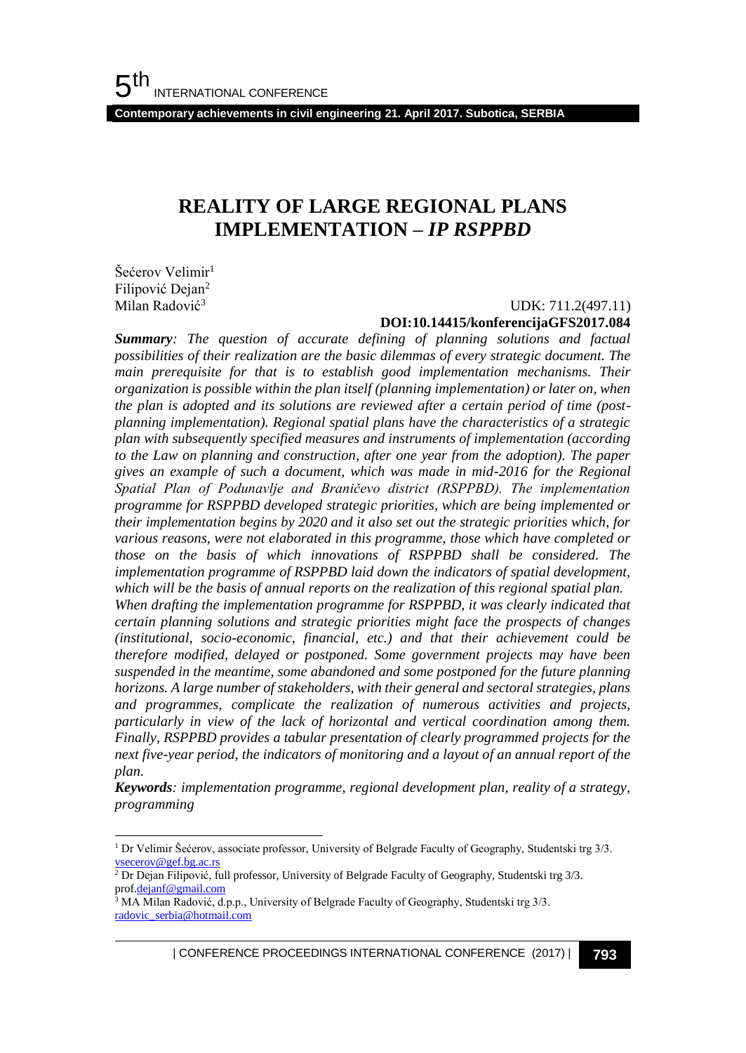# REALITY OF LARGE REGIONAL PLANS IMPLEMENTATION – *IP RSPPBD*

Šećerov Velimir[1]
Filipović Dejan[2]
Milan Radović[3]

UDK: 711.2(497.11)
**DOI:10.14415/konferencijaGFS2017.084**

***Summary**: The question of accurate defining of planning solutions and factual possibilities of their realization are the basic dilemmas of every strategic document. The main prerequisite for that is to establish good implementation mechanisms. Their organization is possible within the plan itself (planning implementation) or later on, when the plan is adopted and its solutions are reviewed after a certain period of time (post-planning implementation). Regional spatial plans have the characteristics of a strategic plan with subsequently specified measures and instruments of implementation (according to the Law on planning and construction, after one year from the adoption). The paper gives an example of such a document, which was made in mid-2016 for the Regional Spatial Plan of Podunavlje and Braničevo district (RSPPBD). The implementation programme for RSPPBD developed strategic priorities, which are being implemented or their implementation begins by 2020 and it also set out the strategic priorities which, for various reasons, were not elaborated in this programme, those which have completed or those on the basis of which innovations of RSPPBD shall be considered. The implementation programme of RSPPBD laid down the indicators of spatial development, which will be the basis of annual reports on the realization of this regional spatial plan.*
*When drafting the implementation programme for RSPPBD, it was clearly indicated that certain planning solutions and strategic priorities might face the prospects of changes (institutional, socio-economic, financial, etc.) and that their achievement could be therefore modified, delayed or postponed. Some government projects may have been suspended in the meantime, some abandoned and some postponed for the future planning horizons. A large number of stakeholders, with their general and sectoral strategies, plans and programmes, complicate the realization of numerous activities and projects, particularly in view of the lack of horizontal and vertical coordination among them. Finally, RSPPBD provides a tabular presentation of clearly programmed projects for the next five-year period, the indicators of monitoring and a layout of an annual report of the plan.*

***Keywords**: implementation programme, regional development plan, reality of a strategy, programming*

---

[1] Dr Velimir Šećerov, associate professor, University of Belgrade Faculty of Geography, Studentski trg 3/3. vsecerov@gef.bg.ac.rs

[2] Dr Dejan Filipović, full professor, University of Belgrade Faculty of Geography, Studentski trg 3/3. prof.dejanf@gmail.com

[3] MA Milan Radović, d.p.p., University of Belgrade Faculty of Geography, Studentski trg 3/3. radovic_serbia@hotmail.com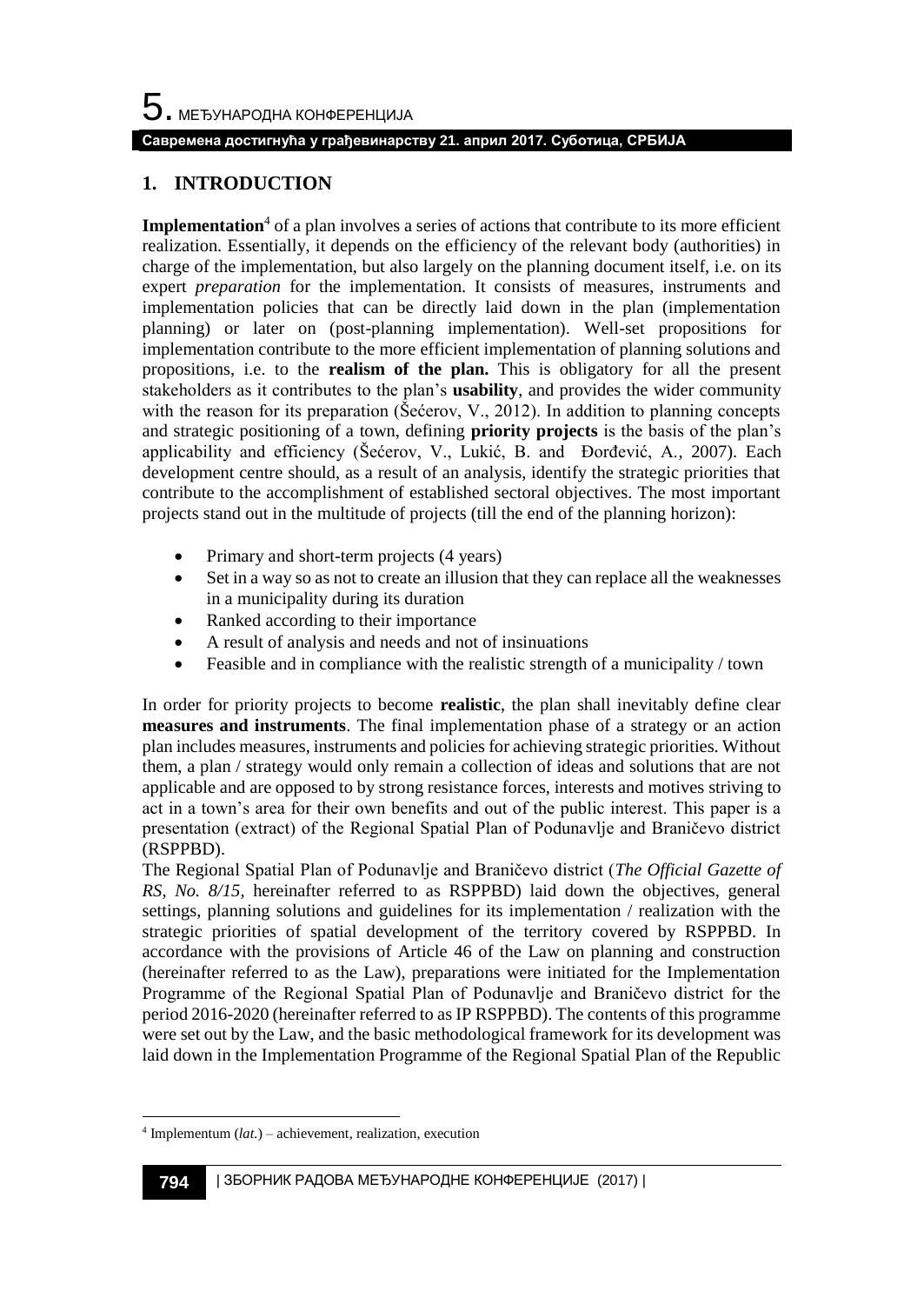## 1. INTRODUCTION

**Implementation**[4] of a plan involves a series of actions that contribute to its more efficient realization. Essentially, it depends on the efficiency of the relevant body (authorities) in charge of the implementation, but also largely on the planning document itself, i.e. on its expert *preparation* for the implementation. It consists of measures, instruments and implementation policies that can be directly laid down in the plan (implementation planning) or later on (post-planning implementation). Well-set propositions for implementation contribute to the more efficient implementation of planning solutions and propositions, i.e. to the **realism of the plan.** This is obligatory for all the present stakeholders as it contributes to the plan's **usability**, and provides the wider community with the reason for its preparation (Šećerov, V., 2012). In addition to planning concepts and strategic positioning of a town, defining **priority projects** is the basis of the plan's applicability and efficiency (Šećerov, V., Lukić, B. and Đorđević, A., 2007). Each development centre should, as a result of an analysis, identify the strategic priorities that contribute to the accomplishment of established sectoral objectives. The most important projects stand out in the multitude of projects (till the end of the planning horizon):

- Primary and short-term projects (4 years)
- Set in a way so as not to create an illusion that they can replace all the weaknesses in a municipality during its duration
- Ranked according to their importance
- A result of analysis and needs and not of insinuations
- Feasible and in compliance with the realistic strength of a municipality / town

In order for priority projects to become **realistic**, the plan shall inevitably define clear **measures and instruments**. The final implementation phase of a strategy or an action plan includes measures, instruments and policies for achieving strategic priorities. Without them, a plan / strategy would only remain a collection of ideas and solutions that are not applicable and are opposed to by strong resistance forces, interests and motives striving to act in a town's area for their own benefits and out of the public interest. This paper is a presentation (extract) of the Regional Spatial Plan of Podunavlje and Braničevo district (RSPPBD).

The Regional Spatial Plan of Podunavlje and Braničevo district (*The Official Gazette of RS, No. 8/15*, hereinafter referred to as RSPPBD) laid down the objectives, general settings, planning solutions and guidelines for its implementation / realization with the strategic priorities of spatial development of the territory covered by RSPPBD. In accordance with the provisions of Article 46 of the Law on planning and construction (hereinafter referred to as the Law), preparations were initiated for the Implementation Programme of the Regional Spatial Plan of Podunavlje and Braničevo district for the period 2016-2020 (hereinafter referred to as IP RSPPBD). The contents of this programme were set out by the Law, and the basic methodological framework for its development was laid down in the Implementation Programme of the Regional Spatial Plan of the Republic

[4] Implementum (*lat.*) – achievement, realization, execution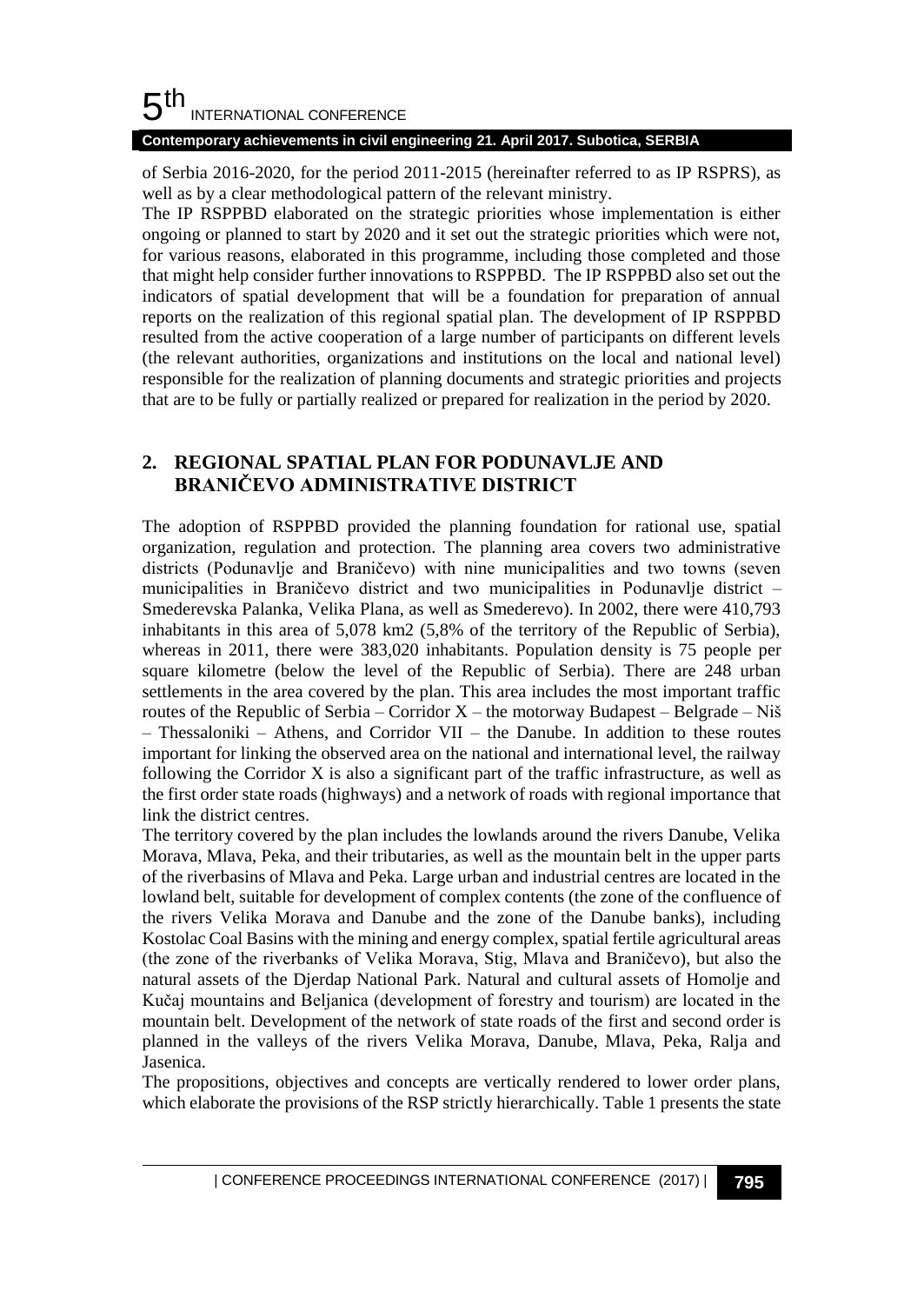of Serbia 2016-2020, for the period 2011-2015 (hereinafter referred to as IP RSPRS), as well as by a clear methodological pattern of the relevant ministry.

The IP RSPPBD elaborated on the strategic priorities whose implementation is either ongoing or planned to start by 2020 and it set out the strategic priorities which were not, for various reasons, elaborated in this programme, including those completed and those that might help consider further innovations to RSPPBD. The IP RSPPBD also set out the indicators of spatial development that will be a foundation for preparation of annual reports on the realization of this regional spatial plan. The development of IP RSPPBD resulted from the active cooperation of a large number of participants on different levels (the relevant authorities, organizations and institutions on the local and national level) responsible for the realization of planning documents and strategic priorities and projects that are to be fully or partially realized or prepared for realization in the period by 2020.

## 2. REGIONAL SPATIAL PLAN FOR PODUNAVLJE AND BRANIČEVO ADMINISTRATIVE DISTRICT

The adoption of RSPPBD provided the planning foundation for rational use, spatial organization, regulation and protection. The planning area covers two administrative districts (Podunavlje and Braničevo) with nine municipalities and two towns (seven municipalities in Braničevo district and two municipalities in Podunavlje district – Smederevska Palanka, Velika Plana, as well as Smederevo). In 2002, there were 410,793 inhabitants in this area of 5,078 km2 (5,8% of the territory of the Republic of Serbia), whereas in 2011, there were 383,020 inhabitants. Population density is 75 people per square kilometre (below the level of the Republic of Serbia). There are 248 urban settlements in the area covered by the plan. This area includes the most important traffic routes of the Republic of Serbia – Corridor X – the motorway Budapest – Belgrade – Niš – Thessaloniki – Athens, and Corridor VII – the Danube. In addition to these routes important for linking the observed area on the national and international level, the railway following the Corridor X is also a significant part of the traffic infrastructure, as well as the first order state roads (highways) and a network of roads with regional importance that link the district centres.

The territory covered by the plan includes the lowlands around the rivers Danube, Velika Morava, Mlava, Peka, and their tributaries, as well as the mountain belt in the upper parts of the riverbasins of Mlava and Peka. Large urban and industrial centres are located in the lowland belt, suitable for development of complex contents (the zone of the confluence of the rivers Velika Morava and Danube and the zone of the Danube banks), including Kostolac Coal Basins with the mining and energy complex, spatial fertile agricultural areas (the zone of the riverbanks of Velika Morava, Stig, Mlava and Braničevo), but also the natural assets of the Djerdap National Park. Natural and cultural assets of Homolje and Kučaj mountains and Beljanica (development of forestry and tourism) are located in the mountain belt. Development of the network of state roads of the first and second order is planned in the valleys of the rivers Velika Morava, Danube, Mlava, Peka, Ralja and Jasenica.

The propositions, objectives and concepts are vertically rendered to lower order plans, which elaborate the provisions of the RSP strictly hierarchically. Table 1 presents the state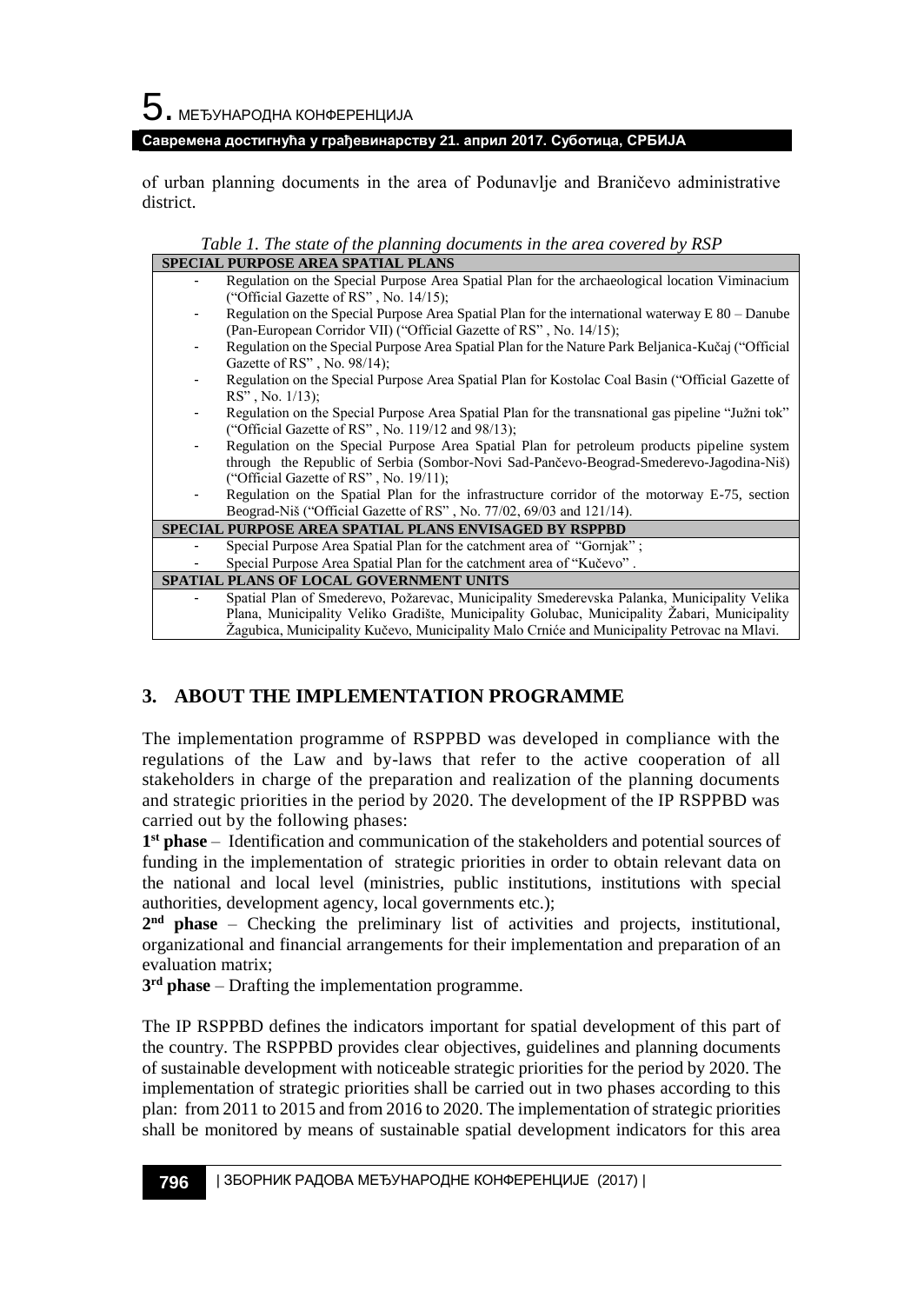of urban planning documents in the area of Podunavlje and Braničevo administrative district.

*Table 1. The state of the planning documents in the area covered by RSP*

| **SPECIAL PURPOSE AREA SPATIAL PLANS** |
|---|
| - Regulation on the Special Purpose Area Spatial Plan for the archaeological location Viminacium ("Official Gazette of RS" , No. 14/15); |
| - Regulation on the Special Purpose Area Spatial Plan for the international waterway E 80 – Danube (Pan-European Corridor VII) ("Official Gazette of RS" , No. 14/15); |
| - Regulation on the Special Purpose Area Spatial Plan for the Nature Park Beljanica-Kučaj ("Official Gazette of RS" , No. 98/14); |
| - Regulation on the Special Purpose Area Spatial Plan for Kostolac Coal Basin ("Official Gazette of RS" , No. 1/13); |
| - Regulation on the Special Purpose Area Spatial Plan for the transnational gas pipeline "Južni tok" ("Official Gazette of RS" , No. 119/12 and 98/13); |
| - Regulation on the Special Purpose Area Spatial Plan for petroleum products pipeline system through the Republic of Serbia (Sombor-Novi Sad-Pančevo-Beograd-Smederevo-Jagodina-Niš) ("Official Gazette of RS" , No. 19/11); |
| - Regulation on the Spatial Plan for the infrastructure corridor of the motorway E-75, section Beograd-Niš ("Official Gazette of RS" , No. 77/02, 69/03 and 121/14). |
| **SPECIAL PURPOSE AREA SPATIAL PLANS ENVISAGED BY RSPPBD** |
| - Special Purpose Area Spatial Plan for the catchment area of "Gornjak" ; |
| - Special Purpose Area Spatial Plan for the catchment area of "Kučevo" . |
| **SPATIAL PLANS OF LOCAL GOVERNMENT UNITS** |
| - Spatial Plan of Smederevo, Požarevac, Municipality Smederevska Palanka, Municipality Velika Plana, Municipality Veliko Gradište, Municipality Golubac, Municipality Žabari, Municipality Žagubica, Municipality Kučevo, Municipality Malo Crniće and Municipality Petrovac na Mlavi. |

## 3. ABOUT THE IMPLEMENTATION PROGRAMME

The implementation programme of RSPPBD was developed in compliance with the regulations of the Law and by-laws that refer to the active cooperation of all stakeholders in charge of the preparation and realization of the planning documents and strategic priorities in the period by 2020. The development of the IP RSPPBD was carried out by the following phases:

**1st phase** – Identification and communication of the stakeholders and potential sources of funding in the implementation of strategic priorities in order to obtain relevant data on the national and local level (ministries, public institutions, institutions with special authorities, development agency, local governments etc.);

**2nd phase** – Checking the preliminary list of activities and projects, institutional, organizational and financial arrangements for their implementation and preparation of an evaluation matrix;

**3rd phase** – Drafting the implementation programme.

The IP RSPPBD defines the indicators important for spatial development of this part of the country. The RSPPBD provides clear objectives, guidelines and planning documents of sustainable development with noticeable strategic priorities for the period by 2020. The implementation of strategic priorities shall be carried out in two phases according to this plan: from 2011 to 2015 and from 2016 to 2020. The implementation of strategic priorities shall be monitored by means of sustainable spatial development indicators for this area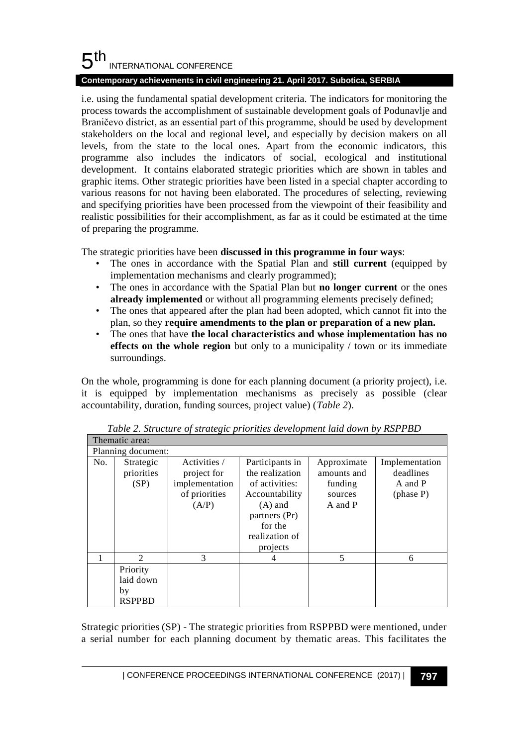i.e. using the fundamental spatial development criteria. The indicators for monitoring the process towards the accomplishment of sustainable development goals of Podunavlje and Braničevo district, as an essential part of this programme, should be used by development stakeholders on the local and regional level, and especially by decision makers on all levels, from the state to the local ones. Apart from the economic indicators, this programme also includes the indicators of social, ecological and institutional development. It contains elaborated strategic priorities which are shown in tables and graphic items. Other strategic priorities have been listed in a special chapter according to various reasons for not having been elaborated. The procedures of selecting, reviewing and specifying priorities have been processed from the viewpoint of their feasibility and realistic possibilities for their accomplishment, as far as it could be estimated at the time of preparing the programme.

The strategic priorities have been **discussed in this programme in four ways**:

- The ones in accordance with the Spatial Plan and **still current** (equipped by implementation mechanisms and clearly programmed);
- The ones in accordance with the Spatial Plan but **no longer current** or the ones **already implemented** or without all programming elements precisely defined;
- The ones that appeared after the plan had been adopted, which cannot fit into the plan, so they **require amendments to the plan or preparation of a new plan.**
- The ones that have **the local characteristics and whose implementation has no effects on the whole region** but only to a municipality / town or its immediate surroundings.

On the whole, programming is done for each planning document (a priority project), i.e. it is equipped by implementation mechanisms as precisely as possible (clear accountability, duration, funding sources, project value) (*Table 2*).

*Table 2. Structure of strategic priorities development laid down by RSPPBD*

| Thematic area: | | | | | |
|---|---|---|---|---|---|
| Planning document: | | | | | |
| No. | Strategic priorities (SP) | Activities / project for implementation of priorities (A/P) | Participants in the realization of activities: Accountability (A) and partners (Pr) for the realization of projects | Approximate amounts and funding sources A and P | Implementation deadlines A and P (phase P) |
| 1 | 2 | 3 | 4 | 5 | 6 |
| | Priority laid down by RSPPBD | | | | |

Strategic priorities (SP) - The strategic priorities from RSPPBD were mentioned, under a serial number for each planning document by thematic areas. This facilitates the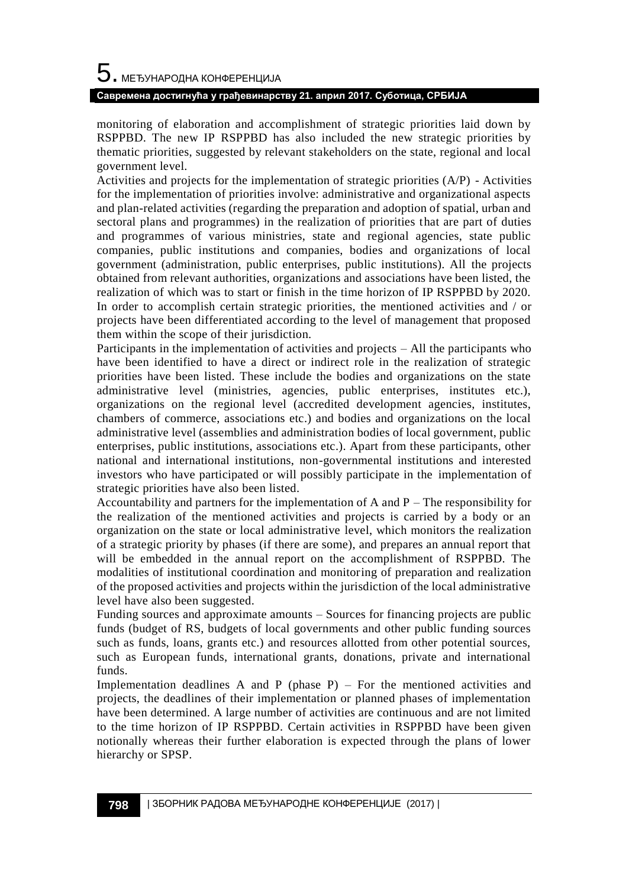monitoring of elaboration and accomplishment of strategic priorities laid down by RSPPBD. The new IP RSPPBD has also included the new strategic priorities by thematic priorities, suggested by relevant stakeholders on the state, regional and local government level.

Activities and projects for the implementation of strategic priorities (A/P) - Activities for the implementation of priorities involve: administrative and organizational aspects and plan-related activities (regarding the preparation and adoption of spatial, urban and sectoral plans and programmes) in the realization of priorities that are part of duties and programmes of various ministries, state and regional agencies, state public companies, public institutions and companies, bodies and organizations of local government (administration, public enterprises, public institutions). All the projects obtained from relevant authorities, organizations and associations have been listed, the realization of which was to start or finish in the time horizon of IP RSPPBD by 2020. In order to accomplish certain strategic priorities, the mentioned activities and / or projects have been differentiated according to the level of management that proposed them within the scope of their jurisdiction.

Participants in the implementation of activities and projects – All the participants who have been identified to have a direct or indirect role in the realization of strategic priorities have been listed. These include the bodies and organizations on the state administrative level (ministries, agencies, public enterprises, institutes etc.), organizations on the regional level (accredited development agencies, institutes, chambers of commerce, associations etc.) and bodies and organizations on the local administrative level (assemblies and administration bodies of local government, public enterprises, public institutions, associations etc.). Apart from these participants, other national and international institutions, non-governmental institutions and interested investors who have participated or will possibly participate in the implementation of strategic priorities have also been listed.

Accountability and partners for the implementation of A and P – The responsibility for the realization of the mentioned activities and projects is carried by a body or an organization on the state or local administrative level, which monitors the realization of a strategic priority by phases (if there are some), and prepares an annual report that will be embedded in the annual report on the accomplishment of RSPPBD. The modalities of institutional coordination and monitoring of preparation and realization of the proposed activities and projects within the jurisdiction of the local administrative level have also been suggested.

Funding sources and approximate amounts – Sources for financing projects are public funds (budget of RS, budgets of local governments and other public funding sources such as funds, loans, grants etc.) and resources allotted from other potential sources, such as European funds, international grants, donations, private and international funds.

Implementation deadlines A and P (phase P) – For the mentioned activities and projects, the deadlines of their implementation or planned phases of implementation have been determined. A large number of activities are continuous and are not limited to the time horizon of IP RSPPBD. Certain activities in RSPPBD have been given notionally whereas their further elaboration is expected through the plans of lower hierarchy or SPSP.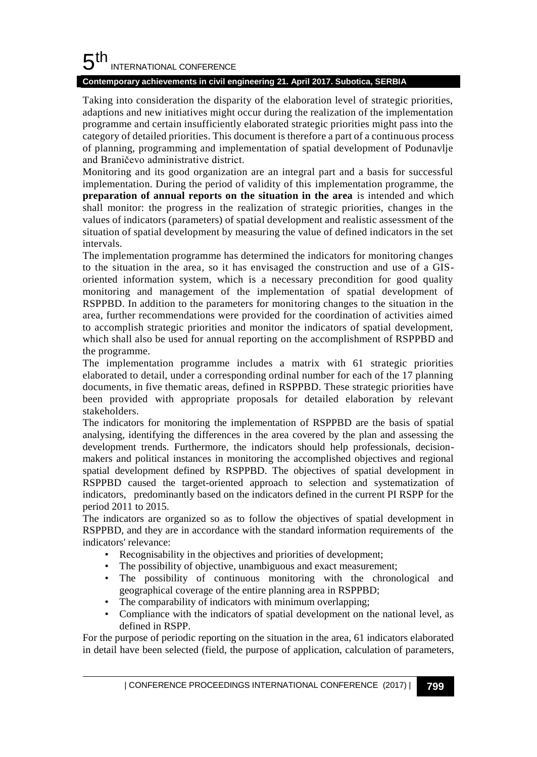Taking into consideration the disparity of the elaboration level of strategic priorities, adaptions and new initiatives might occur during the realization of the implementation programme and certain insufficiently elaborated strategic priorities might pass into the category of detailed priorities. This document is therefore a part of a continuous process of planning, programming and implementation of spatial development of Podunavlje and Braničevo administrative district.

Monitoring and its good organization are an integral part and a basis for successful implementation. During the period of validity of this implementation programme, the **preparation of annual reports on the situation in the area** is intended and which shall monitor: the progress in the realization of strategic priorities, changes in the values of indicators (parameters) of spatial development and realistic assessment of the situation of spatial development by measuring the value of defined indicators in the set intervals.

The implementation programme has determined the indicators for monitoring changes to the situation in the area, so it has envisaged the construction and use of a GIS-oriented information system, which is a necessary precondition for good quality monitoring and management of the implementation of spatial development of RSPPBD. In addition to the parameters for monitoring changes to the situation in the area, further recommendations were provided for the coordination of activities aimed to accomplish strategic priorities and monitor the indicators of spatial development, which shall also be used for annual reporting on the accomplishment of RSPPBD and the programme.

The implementation programme includes a matrix with 61 strategic priorities elaborated to detail, under a corresponding ordinal number for each of the 17 planning documents, in five thematic areas, defined in RSPPBD. These strategic priorities have been provided with appropriate proposals for detailed elaboration by relevant stakeholders.

The indicators for monitoring the implementation of RSPPBD are the basis of spatial analysing, identifying the differences in the area covered by the plan and assessing the development trends. Furthermore, the indicators should help professionals, decision-makers and political instances in monitoring the accomplished objectives and regional spatial development defined by RSPPBD. The objectives of spatial development in RSPPBD caused the target-oriented approach to selection and systematization of indicators, predominantly based on the indicators defined in the current PI RSPP for the period 2011 to 2015.

The indicators are organized so as to follow the objectives of spatial development in RSPPBD, and they are in accordance with the standard information requirements of the indicators' relevance:

- Recognisability in the objectives and priorities of development;
- The possibility of objective, unambiguous and exact measurement;
- The possibility of continuous monitoring with the chronological and geographical coverage of the entire planning area in RSPPBD;
- The comparability of indicators with minimum overlapping;
- Compliance with the indicators of spatial development on the national level, as defined in RSPP.

For the purpose of periodic reporting on the situation in the area, 61 indicators elaborated in detail have been selected (field, the purpose of application, calculation of parameters,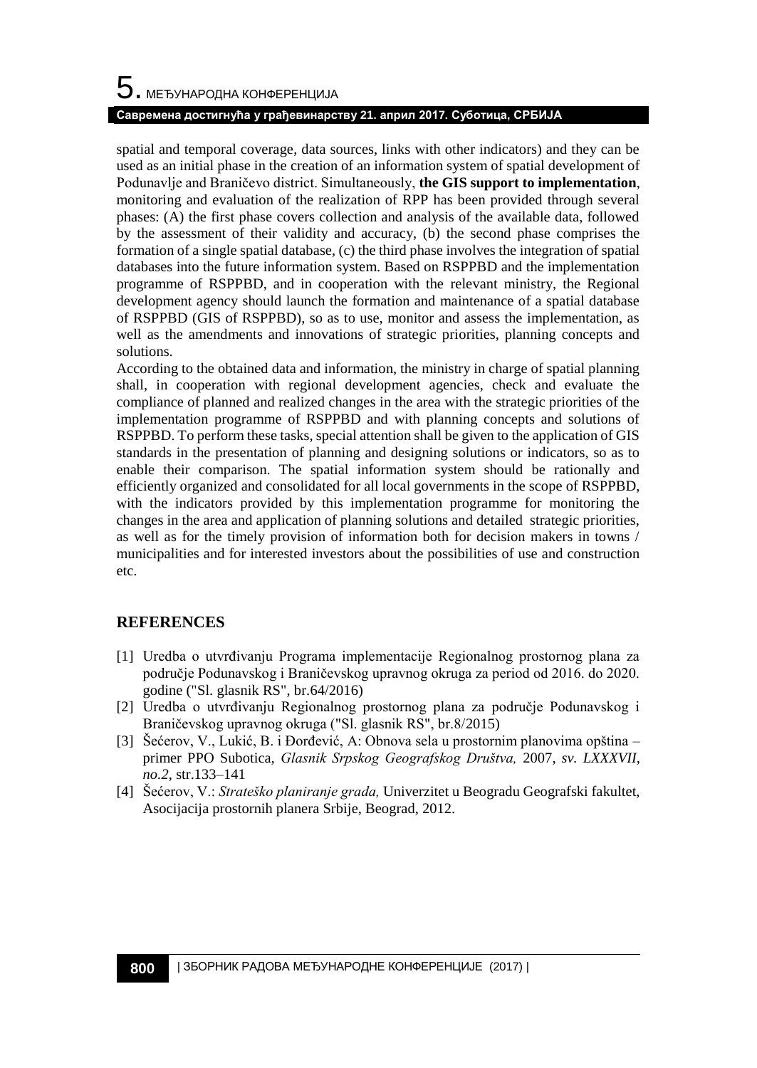spatial and temporal coverage, data sources, links with other indicators) and they can be used as an initial phase in the creation of an information system of spatial development of Podunavlje and Braničevo district. Simultaneously, **the GIS support to implementation**, monitoring and evaluation of the realization of RPP has been provided through several phases: (A) the first phase covers collection and analysis of the available data, followed by the assessment of their validity and accuracy, (b) the second phase comprises the formation of a single spatial database, (c) the third phase involves the integration of spatial databases into the future information system. Based on RSPPBD and the implementation programme of RSPPBD, and in cooperation with the relevant ministry, the Regional development agency should launch the formation and maintenance of a spatial database of RSPPBD (GIS of RSPPBD), so as to use, monitor and assess the implementation, as well as the amendments and innovations of strategic priorities, planning concepts and solutions.

According to the obtained data and information, the ministry in charge of spatial planning shall, in cooperation with regional development agencies, check and evaluate the compliance of planned and realized changes in the area with the strategic priorities of the implementation programme of RSPPBD and with planning concepts and solutions of RSPPBD. To perform these tasks, special attention shall be given to the application of GIS standards in the presentation of planning and designing solutions or indicators, so as to enable their comparison. The spatial information system should be rationally and efficiently organized and consolidated for all local governments in the scope of RSPPBD, with the indicators provided by this implementation programme for monitoring the changes in the area and application of planning solutions and detailed strategic priorities, as well as for the timely provision of information both for decision makers in towns / municipalities and for interested investors about the possibilities of use and construction etc.

## REFERENCES

[1] Uredba o utvrđivanju Programa implementacije Regionalnog prostornog plana za područje Podunavskog i Braničevskog upravnog okruga za period od 2016. do 2020. godine ("Sl. glasnik RS", br.64/2016)

[2] Uredba o utvrđivanju Regionalnog prostornog plana za područje Podunavskog i Braničevskog upravnog okruga ("Sl. glasnik RS", br.8/2015)

[3] Šećerov, V., Lukić, B. i Đorđević, A: Obnova sela u prostornim planovima opština – primer PPO Subotica, *Glasnik Srpskog Geografskog Društva,* 2007, *sv. LXXXVII, no.2*, str.133–141

[4] Šećerov, V.: *Strateško planiranje grada,* Univerzitet u Beogradu Geografski fakultet, Asocijacija prostornih planera Srbije, Beograd, 2012.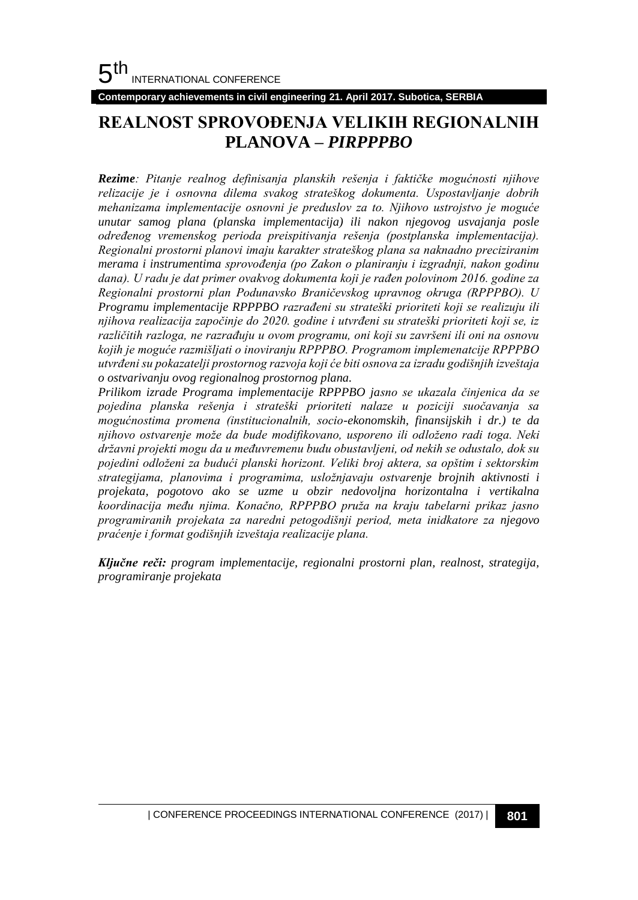# REALNOST SPROVOĐENJA VELIKIH REGIONALNIH PLANOVA – *PIRPPPBO*

***Rezime**: Pitanje realnog definisanja planskih rešenja i faktičke mogućnosti njihove relizacije je i osnovna dilema svakog strateškog dokumenta. Uspostavljanje dobrih mehanizama implementacije osnovni je preduslov za to. Njihovo ustrojstvo je moguće unutar samog plana (planska implementacija) ili nakon njegovog usvajanja posle određenog vremenskog perioda preispitivanja rešenja (postplanska implementacija). Regionalni prostorni planovi imaju karakter strateškog plana sa naknadno preciziranim merama i instrumentima sprovođenja (po Zakon o planiranju i izgradnji, nakon godinu dana). U radu je dat primer ovakvog dokumenta koji je rađen polovinom 2016. godine za Regionalni prostorni plan Podunavsko Braničevskog upravnog okruga (RPPPBO). U Programu implementacije RPPPBO razrađeni su strateški prioriteti koji se realizuju ili njihova realizacija započinje do 2020. godine i utvrđeni su strateški prioriteti koji se, iz različitih razloga, ne razrađuju u ovom programu, oni koji su završeni ili oni na osnovu kojih je moguće razmišljati o inoviranju RPPPBO. Programom implemenatcije RPPPBO utvrđeni su pokazatelji prostornog razvoja koji će biti osnova za izradu godišnjih izveštaja o ostvarivanju ovog regionalnog prostornog plana.*

*Prilikom izrade Programa implementacije RPPPBO jasno se ukazala činjenica da se pojedina planska rešenja i strateški prioriteti nalaze u poziciji suočavanja sa mogućnostima promena (institucionalnih, socio-ekonomskih, finansijskih i dr.) te da njihovo ostvarenje može da bude modifikovano, usporeno ili odloženo radi toga. Neki državni projekti mogu da u međuvremenu budu obustavljeni, od nekih se odustalo, dok su pojedini odloženi za budući planski horizont. Veliki broj aktera, sa opštim i sektorskim strategijama, planovima i programima, usložnjavaju ostvarenje brojnih aktivnosti i projekata, pogotovo ako se uzme u obzir nedovoljna horizontalna i vertikalna koordinacija među njima. Konačno, RPPPBO pruža na kraju tabelarni prikaz jasno programiranih projekata za naredni petogodišnji period, meta inidkatore za njegovo praćenje i format godišnjih izveštaja realizacije plana.*

***Ključne reči:** program implementacije, regionalni prostorni plan, realnost, strategija, programiranje projekata*